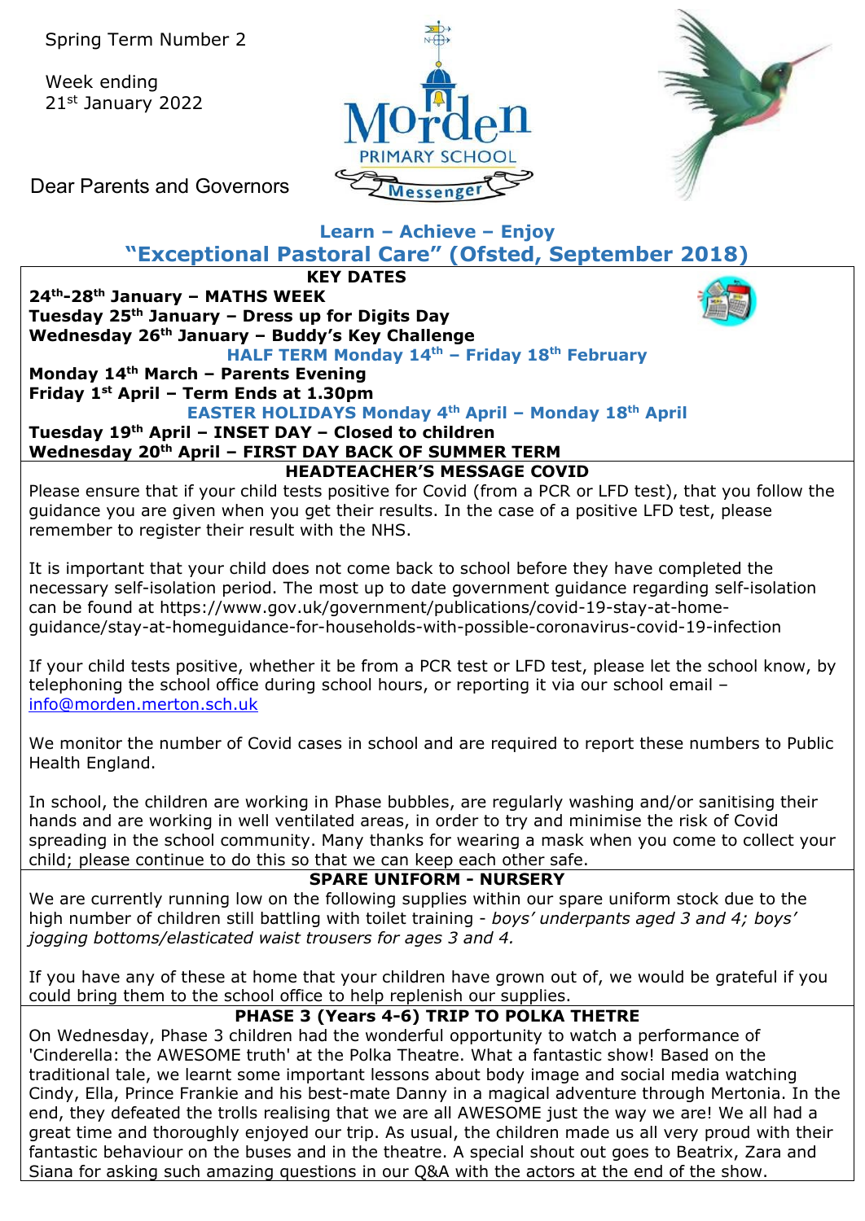Spring Term Number 2

Week ending 21st January 2022

# Morden Primary School Messenger

Dear Parents and Governors

**Learn – Achieve – Enjoy**

**"Exceptional Pastoral Care" (Ofsted, September 2018)**

## KEY DATES

**24th-28th January – MATHS WEEK**
**Tuesday 25th January – Dress up for Digits Day**
**Wednesday 26th January – Buddy's Key Challenge**
**HALF TERM Monday 14th – Friday 18th February**
**Monday 14th March – Parents Evening**
**Friday 1st April – Term Ends at 1.30pm**
**EASTER HOLIDAYS Monday 4th April – Monday 18th April**
**Tuesday 19th April – INSET DAY – Closed to children**
**Wednesday 20th April – FIRST DAY BACK OF SUMMER TERM**

## HEADTEACHER'S MESSAGE COVID

Please ensure that if your child tests positive for Covid (from a PCR or LFD test), that you follow the guidance you are given when you get their results. In the case of a positive LFD test, please remember to register their result with the NHS.

It is important that your child does not come back to school before they have completed the necessary self-isolation period. The most up to date government guidance regarding self-isolation can be found at https://www.gov.uk/government/publications/covid-19-stay-at-home-guidance/stay-at-homeguidance-for-households-with-possible-coronavirus-covid-19-infection

If your child tests positive, whether it be from a PCR test or LFD test, please let the school know, by telephoning the school office during school hours, or reporting it via our school email – info@morden.merton.sch.uk

We monitor the number of Covid cases in school and are required to report these numbers to Public Health England.

In school, the children are working in Phase bubbles, are regularly washing and/or sanitising their hands and are working in well ventilated areas, in order to try and minimise the risk of Covid spreading in the school community. Many thanks for wearing a mask when you come to collect your child; please continue to do this so that we can keep each other safe.

## SPARE UNIFORM - NURSERY

We are currently running low on the following supplies within our spare uniform stock due to the high number of children still battling with toilet training - *boys' underpants aged 3 and 4; boys' jogging bottoms/elasticated waist trousers for ages 3 and 4.*

If you have any of these at home that your children have grown out of, we would be grateful if you could bring them to the school office to help replenish our supplies.

## PHASE 3 (Years 4-6) TRIP TO POLKA THETRE

On Wednesday, Phase 3 children had the wonderful opportunity to watch a performance of 'Cinderella: the AWESOME truth' at the Polka Theatre. What a fantastic show! Based on the traditional tale, we learnt some important lessons about body image and social media watching Cindy, Ella, Prince Frankie and his best-mate Danny in a magical adventure through Mertonia. In the end, they defeated the trolls realising that we are all AWESOME just the way we are! We all had a great time and thoroughly enjoyed our trip. As usual, the children made us all very proud with their fantastic behaviour on the buses and in the theatre. A special shout out goes to Beatrix, Zara and Siana for asking such amazing questions in our Q&A with the actors at the end of the show.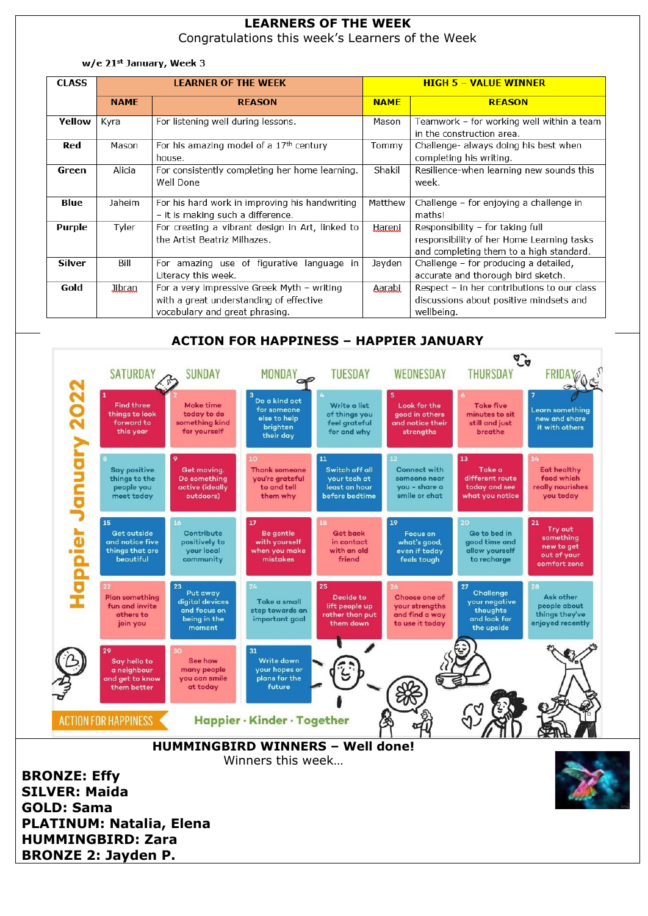# LEARNERS OF THE WEEK

Congratulations this week's Learners of the Week

**w/e 21st January, Week 3**

| CLASS | LEARNER OF THE WEEK | | HIGH 5 – VALUE WINNER | |
|---|---|---|---|---|
| | **NAME** | **REASON** | **NAME** | **REASON** |
| **Yellow** | Kyra | For listening well during lessons. | Mason | Teamwork – for working well within a team in the construction area. |
| **Red** | Mason | For his amazing model of a 17th century house. | Tommy | Challenge- always doing his best when completing his writing. |
| **Green** | Alicia | For consistently completing her home learning. Well Done | Shakil | Resilience-when learning new sounds this week. |
| **Blue** | Jaheim | For his hard work in improving his handwriting – it is making such a difference. | Matthew | Challenge – for enjoying a challenge in maths! |
| **Purple** | Tyler | For creating a vibrant design in Art, linked to the Artist Beatriz Milhazes. | Hareni | Responsibility – for taking full responsibility of her Home Learning tasks and completing them to a high standard. |
| **Silver** | Bill | For amazing use of figurative language in Literacy this week. | Jayden | Challenge – for producing a detailed, accurate and thorough bird sketch. |
| **Gold** | Jibran | For a very impressive Greek Myth – writing with a great understanding of effective vocabulary and great phrasing. | Aarabi | Respect – in her contributions to our class discussions about positive mindsets and wellbeing. |

## ACTION FOR HAPPINESS – HAPPIER JANUARY

**Happier January 2022**

| SATURDAY | SUNDAY | MONDAY | TUESDAY | WEDNESDAY | THURSDAY | FRIDAY |
|---|---|---|---|---|---|---|
| 1 Find three things to look forward to this year | 2 Make time today to do something kind for yourself | 3 Do a kind act for someone else to help brighten their day | 4 Write a list of things you feel grateful for and why | 5 Look for the good in others and notice their strengths | 6 Take five minutes to sit still and just breathe | 7 Learn something new and share it with others |
| 8 Say positive things to the people you meet today | 9 Get moving. Do something active (ideally outdoors) | 10 Thank someone you're grateful to and tell them why | 11 Switch off all your tech at least an hour before bedtime | 12 Connect with someone near you - share a smile or chat | 13 Take a different route today and see what you notice | 14 Eat healthy food which really nourishes you today |
| 15 Get outside and notice five things that are beautiful | 16 Contribute positively to your local community | 17 Be gentle with yourself when you make mistakes | 18 Get back in contact with an old friend | 19 Focus on what's good, even if today feels tough | 20 Go to bed in good time and allow yourself to recharge | 21 Try out something new to get out of your comfort zone |
| 22 Plan something fun and invite others to join you | 23 Put away digital devices and focus on being in the moment | 24 Take a small step towards an important goal | 25 Decide to lift people up rather than put them down | 26 Choose one of your strengths and find a way to use it today | 27 Challenge your negative thoughts and look for the upside | 28 Ask other people about things they've enjoyed recently |
| 29 Say hello to a neighbour and get to know them better | 30 See how many people you can smile at today | 31 Write down your hopes or plans for the future | | | | |

ACTION FOR HAPPINESS — Happier · Kinder · Together

## HUMMINGBIRD WINNERS – Well done!

Winners this week…

**BRONZE: Effy**
**SILVER: Maida**
**GOLD: Sama**
**PLATINUM: Natalia, Elena**
**HUMMINGBIRD: Zara**
**BRONZE 2: Jayden P.**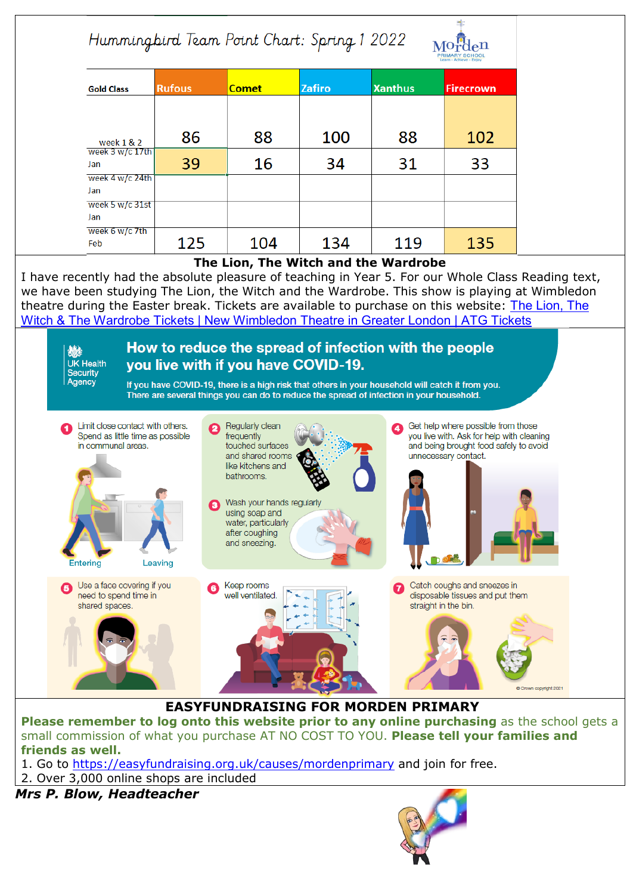# Hummingbird Team Point Chart: Spring 1 2022

| Gold Class | Rufous | Comet | Zafiro | Xanthus | Firecrown |
|---|---|---|---|---|---|
| week 1 & 2 | 86 | 88 | 100 | 88 | 102 |
| week 3 w/c 17th Jan | 39 | 16 | 34 | 31 | 33 |
| week 4 w/c 24th Jan | | | | | |
| week 5 w/c 31st Jan | | | | | |
| week 6 w/c 7th Feb | 125 | 104 | 134 | 119 | 135 |

## The Lion, The Witch and the Wardrobe

I have recently had the absolute pleasure of teaching in Year 5. For our Whole Class Reading text, we have been studying The Lion, the Witch and the Wardrobe. This show is playing at Wimbledon theatre during the Easter break. Tickets are available to purchase on this website: [The Lion, The Witch & The Wardrobe Tickets | New Wimbledon Theatre in Greater London | ATG Tickets]

UK Health Security Agency

## How to reduce the spread of infection with the people you live with if you have COVID-19.

If you have COVID-19, there is a high risk that others in your household will catch it from you. There are several things you can do to reduce the spread of infection in your household.

1. Limit close contact with others. Spend as little time as possible in communal areas.
2. Regularly clean frequently touched surfaces and shared rooms like kitchens and bathrooms.
3. Wash your hands regularly using soap and water, particularly after coughing and sneezing.
4. Get help where possible from those you live with. Ask for help with cleaning and being brought food safely to avoid unnecessary contact.
5. Use a face covering if you need to spend time in shared spaces.
6. Keep rooms well ventilated.
7. Catch coughs and sneezes in disposable tissues and put them straight in the bin.

Entering Leaving

© Crown copyright 2021

## EASYFUNDRAISING FOR MORDEN PRIMARY

**Please remember to log onto this website prior to any online purchasing** as the school gets a small commission of what you purchase AT NO COST TO YOU. **Please tell your families and friends as well.**

1. Go to https://easyfundraising.org.uk/causes/mordenprimary and join for free.
2. Over 3,000 online shops are included

***Mrs P. Blow, Headteacher***